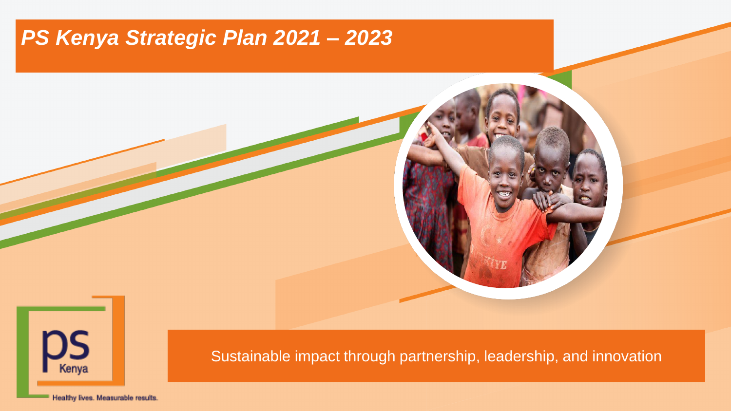# *PS Kenya Strategic Plan 2021 – 2023*

Sustainable impact through partnership, leadership, and innovation

ps Kenya

Healthy lives. Measurable results.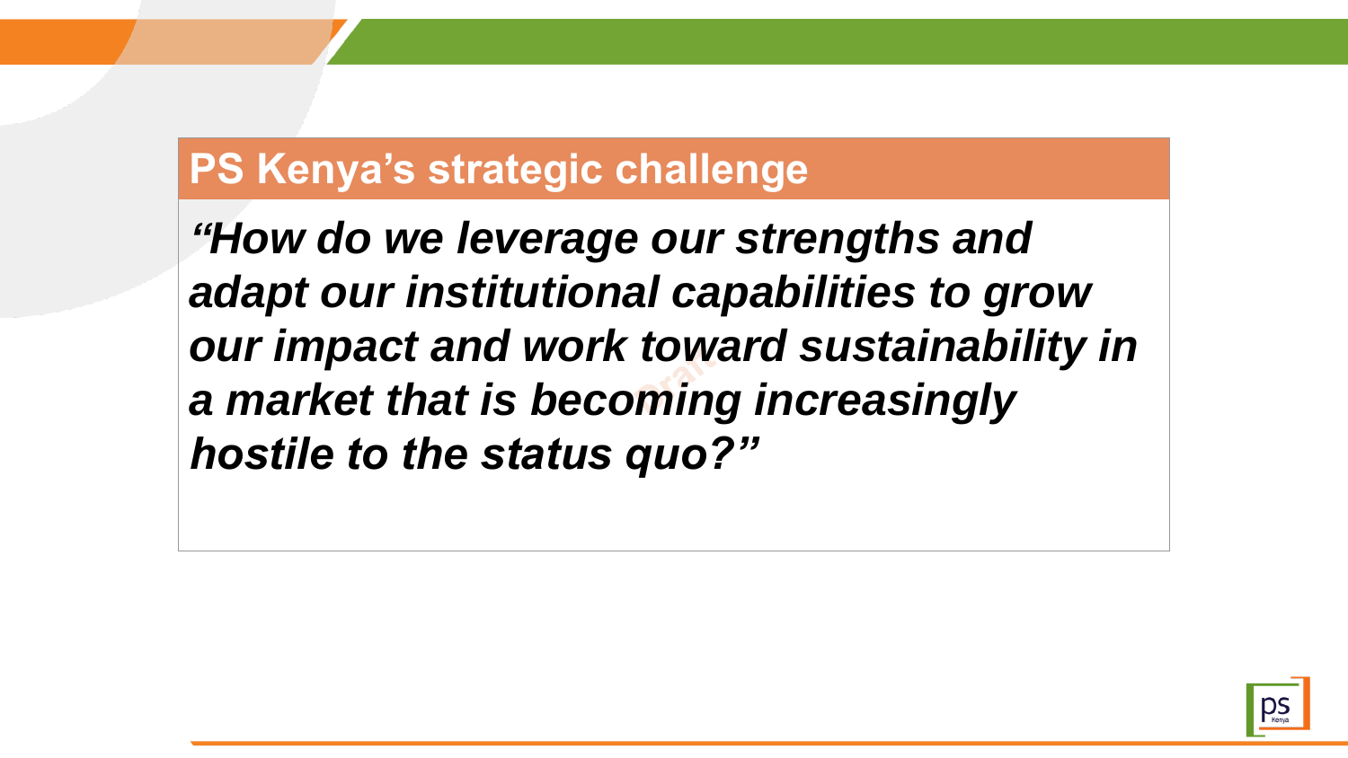## PS Kenya's strategic challenge

***"How do we leverage our strengths and adapt our institutional capabilities to grow our impact and work toward sustainability in a market that is becoming increasingly hostile to the status quo?"***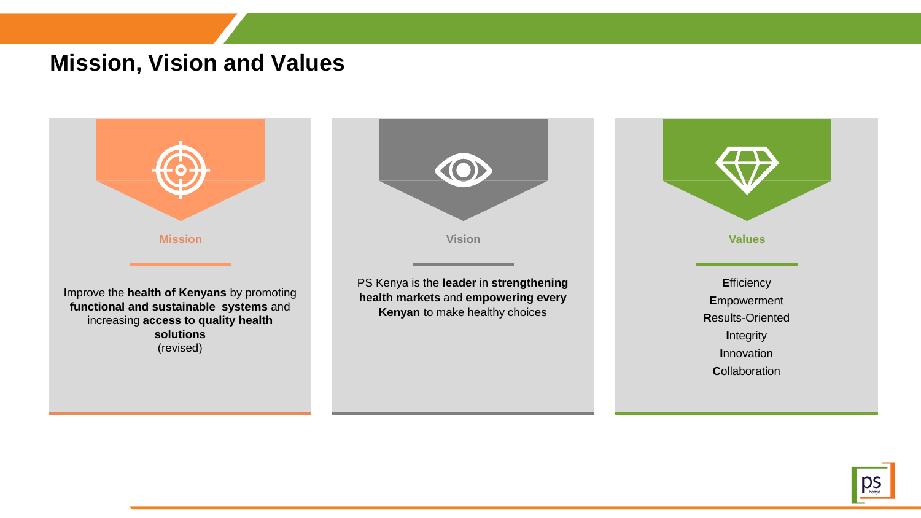# Mission, Vision and Values

## Mission

Improve the **health of Kenyans** by promoting **functional and sustainable systems** and increasing **access to quality health solutions**
(revised)

## Vision

PS Kenya is the **leader** in **strengthening health markets** and **empowering every Kenyan** to make healthy choices

## Values

**E**fficiency
**E**mpowerment
**R**esults-Oriented
**I**ntegrity
**I**nnovation
**C**ollaboration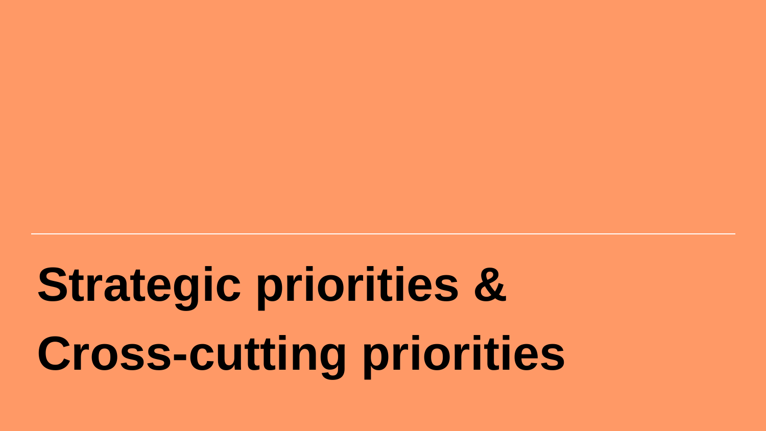# Strategic priorities & Cross-cutting priorities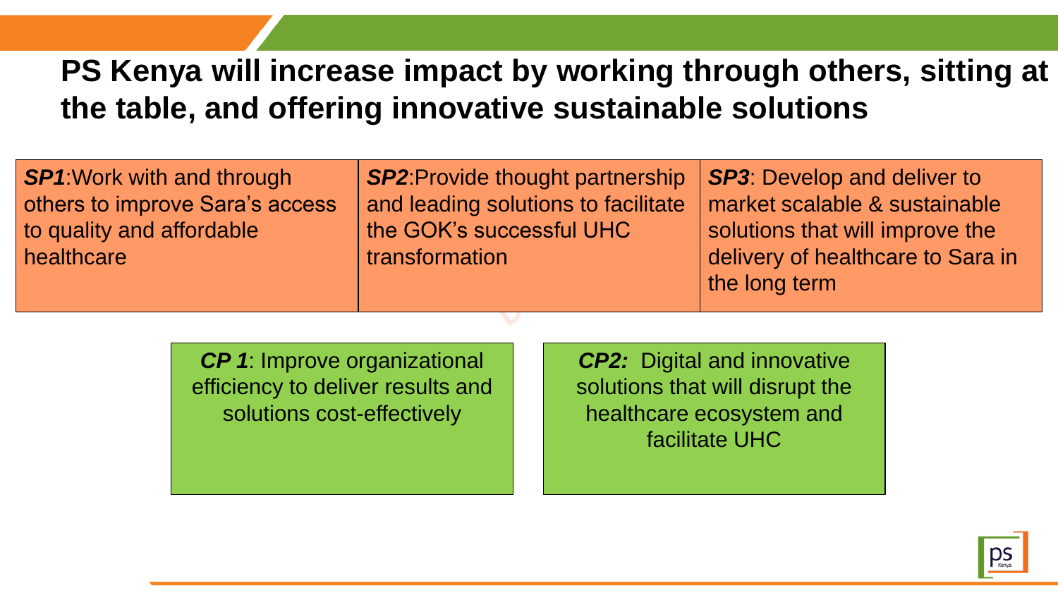# PS Kenya will increase impact by working through others, sitting at the table, and offering innovative sustainable solutions

| ***SP1***:Work with and through others to improve Sara's access to quality and affordable healthcare | ***SP2***:Provide thought partnership and leading solutions to facilitate the GOK's successful UHC transformation | ***SP3***: Develop and deliver to market scalable & sustainable solutions that will improve the delivery of healthcare to Sara in the long term |
| --- | --- | --- |

| ***CP 1***: Improve organizational efficiency to deliver results and solutions cost-effectively | ***CP2:*** Digital and innovative solutions that will disrupt the healthcare ecosystem and facilitate UHC |
| --- | --- |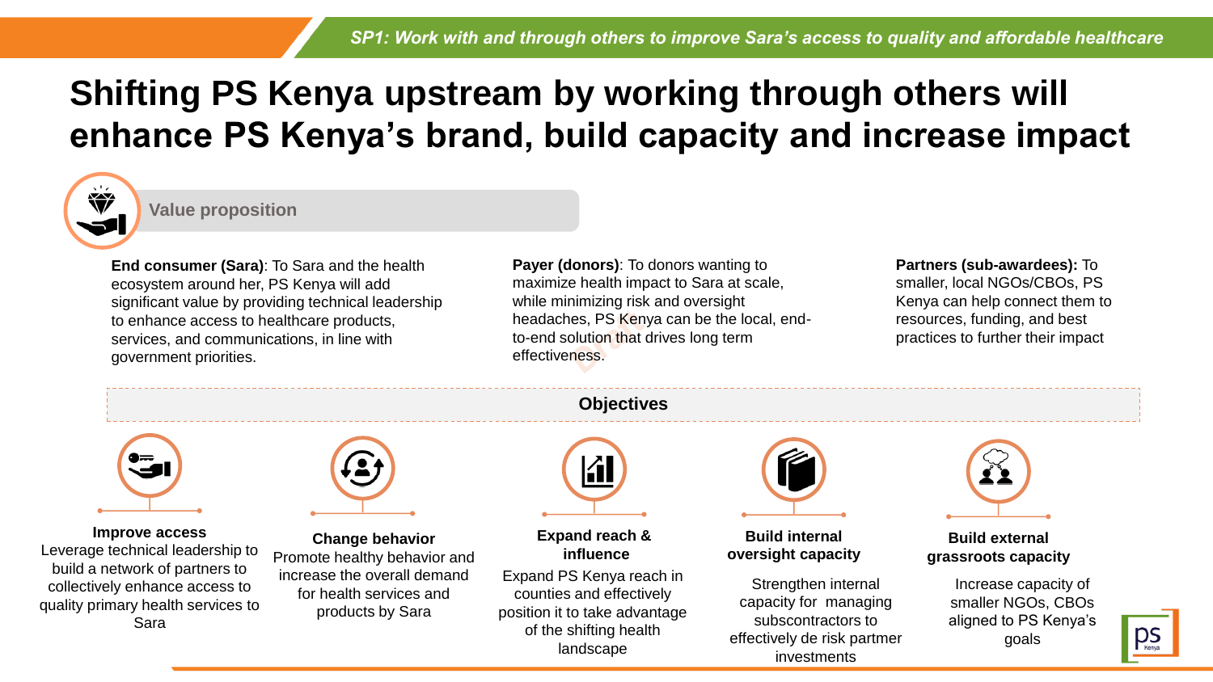*SP1: Work with and through others to improve Sara's access to quality and affordable healthcare*

# Shifting PS Kenya upstream by working through others will enhance PS Kenya's brand, build capacity and increase impact

## Value proposition

**End consumer (Sara)**: To Sara and the health ecosystem around her, PS Kenya will add significant value by providing technical leadership to enhance access to healthcare products, services, and communications, in line with government priorities.

**Payer (donors)**: To donors wanting to maximize health impact to Sara at scale, while minimizing risk and oversight headaches, PS Kenya can be the local, end-to-end solution that drives long term effectiveness.

**Partners (sub-awardees):** To smaller, local NGOs/CBOs, PS Kenya can help connect them to resources, funding, and best practices to further their impact

## Objectives

**Improve access**
Leverage technical leadership to build a network of partners to collectively enhance access to quality primary health services to Sara

**Change behavior**
Promote healthy behavior and increase the overall demand for health services and products by Sara

**Expand reach & influence**
Expand PS Kenya reach in counties and effectively position it to take advantage of the shifting health landscape

**Build internal oversight capacity**
Strengthen internal capacity for managing subscontractors to effectively de risk partmer investments

**Build external grassroots capacity**
Increase capacity of smaller NGOs, CBOs aligned to PS Kenya's goals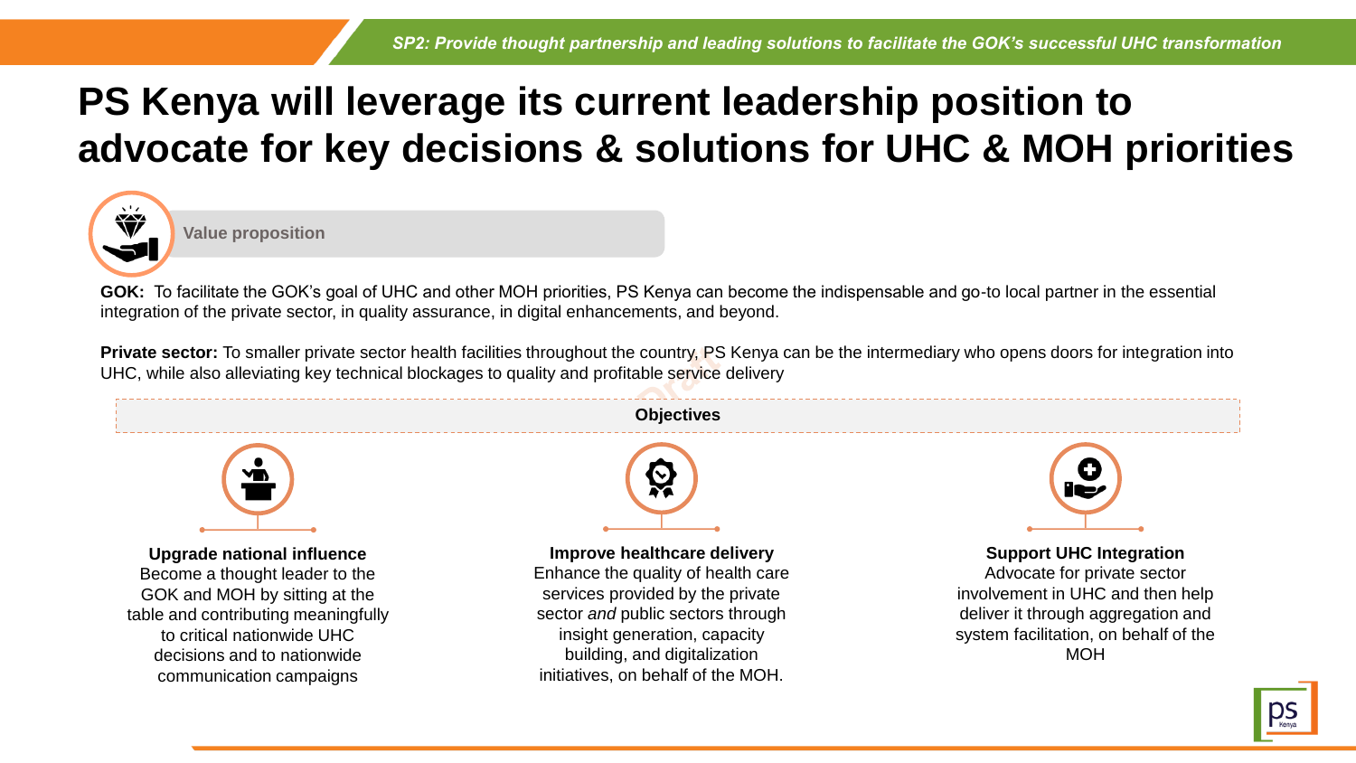SP2: Provide thought partnership and leading solutions to facilitate the GOK's successful UHC transformation

# PS Kenya will leverage its current leadership position to advocate for key decisions & solutions for UHC & MOH priorities

## Value proposition

**GOK:** To facilitate the GOK's goal of UHC and other MOH priorities, PS Kenya can become the indispensable and go-to local partner in the essential integration of the private sector, in quality assurance, in digital enhancements, and beyond.

**Private sector:** To smaller private sector health facilities throughout the country, PS Kenya can be the intermediary who opens doors for integration into UHC, while also alleviating key technical blockages to quality and profitable service delivery

## Objectives

**Upgrade national influence**
Become a thought leader to the GOK and MOH by sitting at the table and contributing meaningfully to critical nationwide UHC decisions and to nationwide communication campaigns

**Improve healthcare delivery**
Enhance the quality of health care services provided by the private sector *and* public sectors through insight generation, capacity building, and digitalization initiatives, on behalf of the MOH.

**Support UHC Integration**
Advocate for private sector involvement in UHC and then help deliver it through aggregation and system facilitation, on behalf of the MOH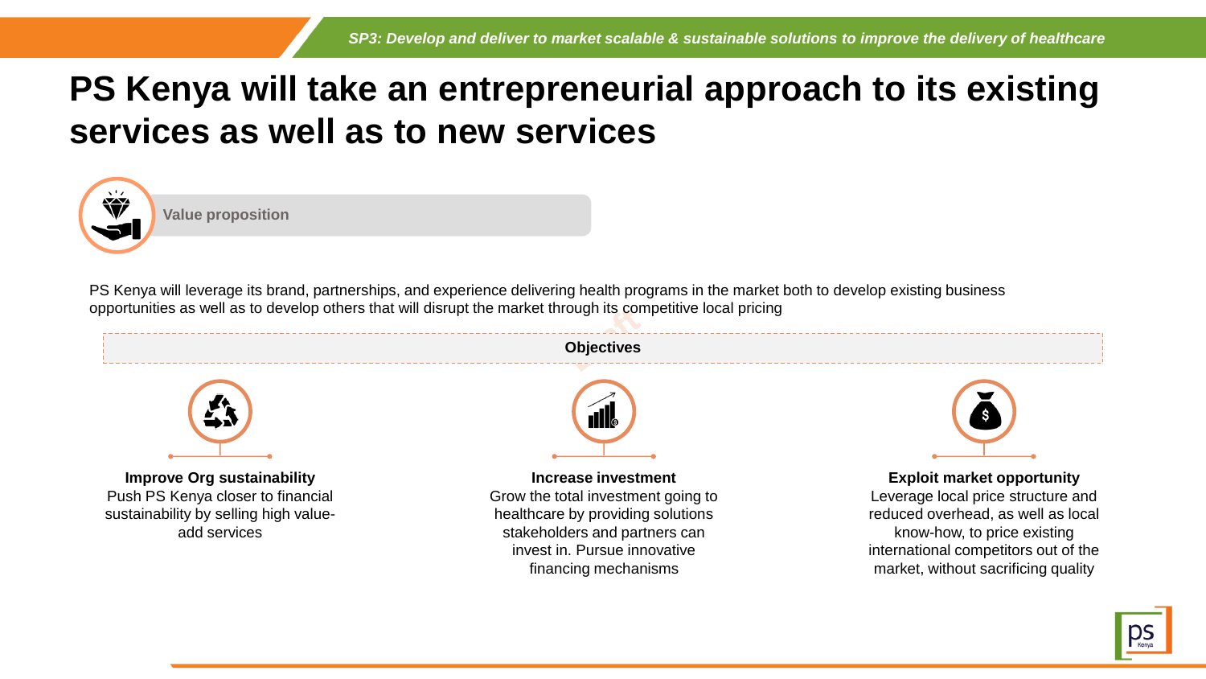# PS Kenya will take an entrepreneurial approach to its existing services as well as to new services

## Value proposition

PS Kenya will leverage its brand, partnerships, and experience delivering health programs in the market both to develop existing business opportunities as well as to develop others that will disrupt the market through its competitive local pricing

## Objectives

**Improve Org sustainability**
Push PS Kenya closer to financial sustainability by selling high value-add services

**Increase investment**
Grow the total investment going to healthcare by providing solutions stakeholders and partners can invest in. Pursue innovative financing mechanisms

**Exploit market opportunity**
Leverage local price structure and reduced overhead, as well as local know-how, to price existing international competitors out of the market, without sacrificing quality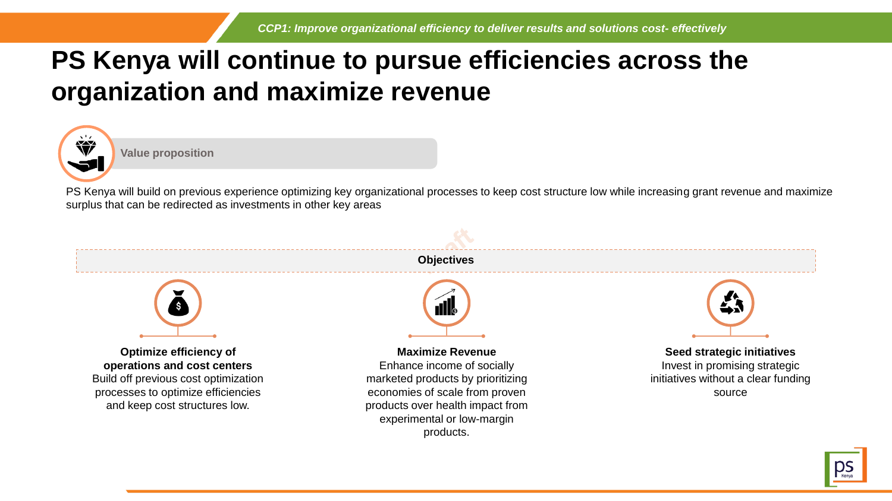*CCP1: Improve organizational efficiency to deliver results and solutions cost- effectively*

# PS Kenya will continue to pursue efficiencies across the organization and maximize revenue

**Value proposition**

PS Kenya will build on previous experience optimizing key organizational processes to keep cost structure low while increasing grant revenue and maximize surplus that can be redirected as investments in other key areas

**Objectives**

**Optimize efficiency of operations and cost centers**
Build off previous cost optimization processes to optimize efficiencies and keep cost structures low.

**Maximize Revenue**
Enhance income of socially marketed products by prioritizing economies of scale from proven products over health impact from experimental or low-margin products.

**Seed strategic initiatives**
Invest in promising strategic initiatives without a clear funding source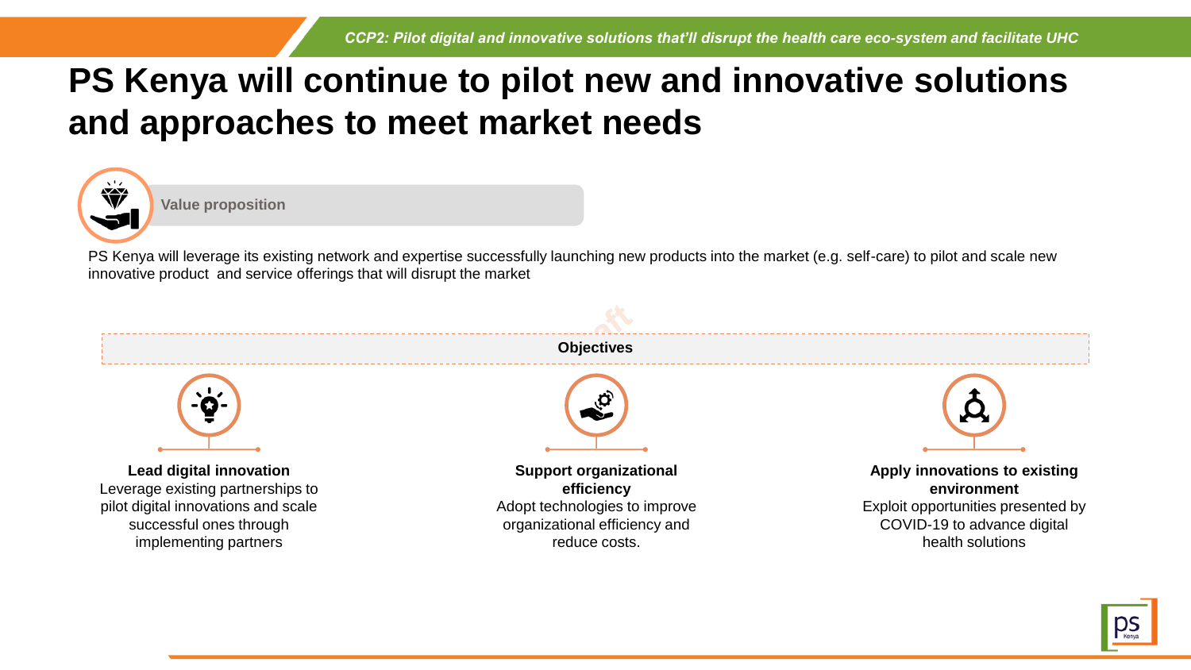*CCP2: Pilot digital and innovative solutions that'll disrupt the health care eco-system and facilitate UHC*

# PS Kenya will continue to pilot new and innovative solutions and approaches to meet market needs

**Value proposition**

PS Kenya will leverage its existing network and expertise successfully launching new products into the market (e.g. self-care) to pilot and scale new innovative product and service offerings that will disrupt the market

**Objectives**

**Lead digital innovation**
Leverage existing partnerships to pilot digital innovations and scale successful ones through implementing partners

**Support organizational efficiency**
Adopt technologies to improve organizational efficiency and reduce costs.

**Apply innovations to existing environment**
Exploit opportunities presented by COVID-19 to advance digital health solutions